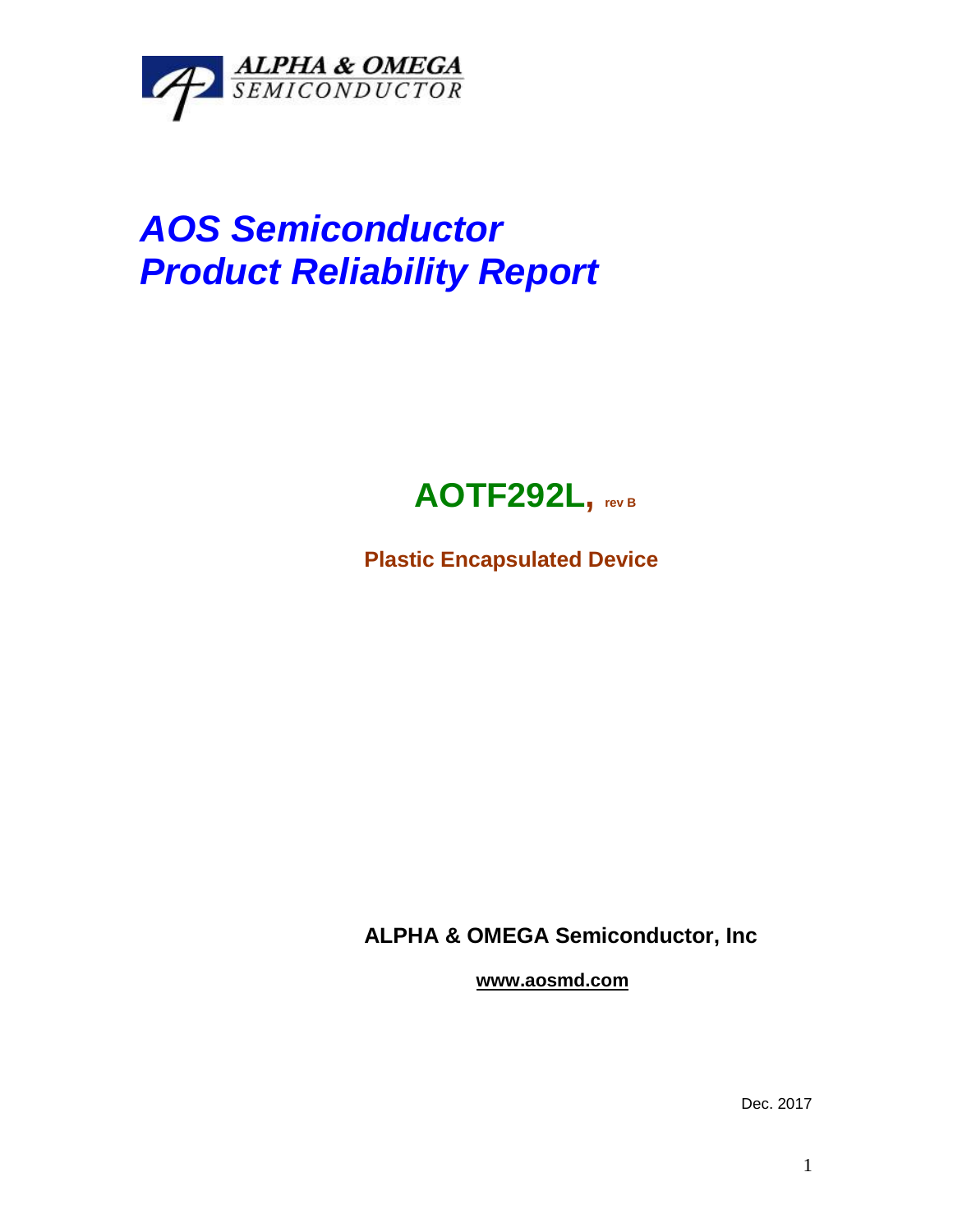ALPHA & OMEGA
SEMICONDUCTOR

# *AOS Semiconductor*
# *Product Reliability Report*

## AOTF292L, rev B

**Plastic Encapsulated Device**

**ALPHA & OMEGA Semiconductor, Inc**

**www.aosmd.com**

Dec. 2017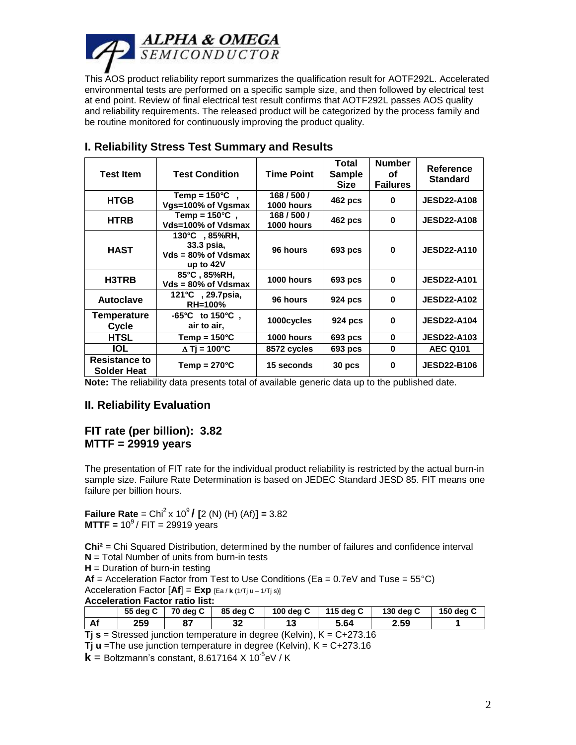ALPHA & OMEGA SEMICONDUCTOR

This AOS product reliability report summarizes the qualification result for AOTF292L. Accelerated environmental tests are performed on a specific sample size, and then followed by electrical test at end point. Review of final electrical test result confirms that AOTF292L passes AOS quality and reliability requirements. The released product will be categorized by the process family and be routine monitored for continuously improving the product quality.

## I. Reliability Stress Test Summary and Results

| Test Item | Test Condition | Time Point | Total Sample Size | Number of Failures | Reference Standard |
|---|---|---|---|---|---|
| HTGB | Temp = 150°C , Vgs=100% of Vgsmax | 168 / 500 / 1000 hours | 462 pcs | 0 | JESD22-A108 |
| HTRB | Temp = 150°C , Vds=100% of Vdsmax | 168 / 500 / 1000 hours | 462 pcs | 0 | JESD22-A108 |
| HAST | 130°C , 85%RH, 33.3 psia, Vds = 80% of Vdsmax up to 42V | 96 hours | 693 pcs | 0 | JESD22-A110 |
| H3TRB | 85°C , 85%RH, Vds = 80% of Vdsmax | 1000 hours | 693 pcs | 0 | JESD22-A101 |
| Autoclave | 121°C , 29.7psia, RH=100% | 96 hours | 924 pcs | 0 | JESD22-A102 |
| Temperature Cycle | -65°C to 150°C , air to air, | 1000cycles | 924 pcs | 0 | JESD22-A104 |
| HTSL | Temp = 150°C | 1000 hours | 693 pcs | 0 | JESD22-A103 |
| IOL | $\Delta$ Tj = 100°C | 8572 cycles | 693 pcs | 0 | AEC Q101 |
| Resistance to Solder Heat | Temp = 270°C | 15 seconds | 30 pcs | 0 | JESD22-B106 |

**Note:** The reliability data presents total of available generic data up to the published date.

## II. Reliability Evaluation

### FIT rate (per billion): 3.82
### MTTF = 29919 years

The presentation of FIT rate for the individual product reliability is restricted by the actual burn-in sample size. Failure Rate Determination is based on JEDEC Standard JESD 85. FIT means one failure per billion hours.

**Failure Rate** = $\text{Chi}^2 \times 10^9$ **/ [**2 (N) (H) (Af)**] =** 3.82
**MTTF =** $10^9$ / FIT = 29919 years

**Chi²** = Chi Squared Distribution, determined by the number of failures and confidence interval
**N** = Total Number of units from burn-in tests
**H** = Duration of burn-in testing
**Af** = Acceleration Factor from Test to Use Conditions (Ea = 0.7eV and Tuse = 55°C)
Acceleration Factor [**Af**] = **Exp** [Ea / **k** (1/Tj u – 1/Tj s)]

**Acceleration Factor ratio list:**

| | 55 deg C | 70 deg C | 85 deg C | 100 deg C | 115 deg C | 130 deg C | 150 deg C |
|---|---|---|---|---|---|---|---|
| Af | 259 | 87 | 32 | 13 | 5.64 | 2.59 | 1 |

**Tj s** = Stressed junction temperature in degree (Kelvin), K = C+273.16
**Tj u** =The use junction temperature in degree (Kelvin), K = C+273.16
**k** = Boltzmann's constant, $8.617164 \times 10^{-5}$eV / K